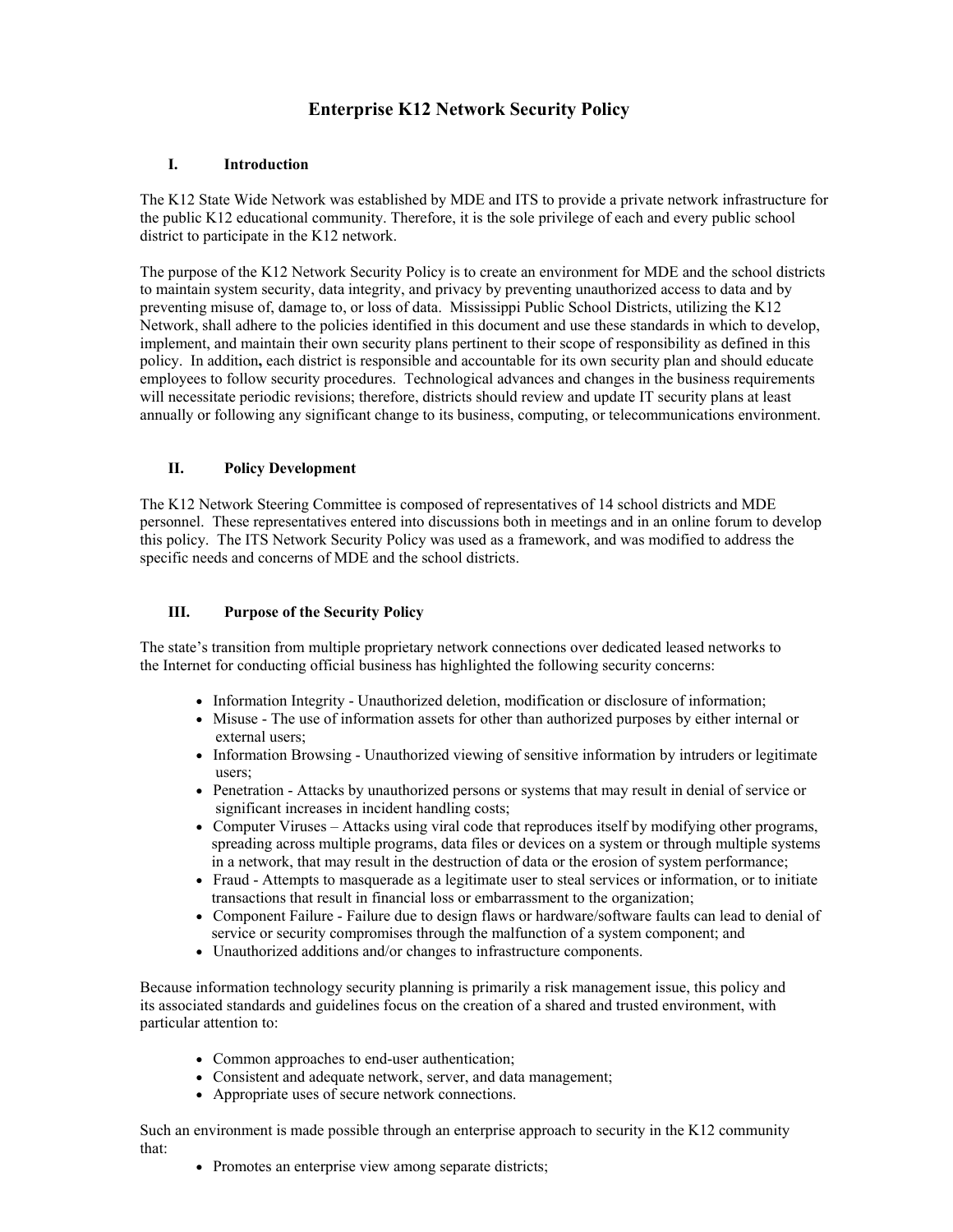# Enterprise K12 Network Security Policy

## I. Introduction

The K12 State Wide Network was established by MDE and ITS to provide a private network infrastructure for the public K12 educational community. Therefore, it is the sole privilege of each and every public school district to participate in the K12 network.

The purpose of the K12 Network Security Policy is to create an environment for MDE and the school districts to maintain system security, data integrity, and privacy by preventing unauthorized access to data and by preventing misuse of, damage to, or loss of data. Mississippi Public School Districts, utilizing the K12 Network, shall adhere to the policies identified in this document and use these standards in which to develop, implement, and maintain their own security plans pertinent to their scope of responsibility as defined in this policy. In addition**,** each district is responsible and accountable for its own security plan and should educate employees to follow security procedures. Technological advances and changes in the business requirements will necessitate periodic revisions; therefore, districts should review and update IT security plans at least annually or following any significant change to its business, computing, or telecommunications environment.

## II. Policy Development

The K12 Network Steering Committee is composed of representatives of 14 school districts and MDE personnel. These representatives entered into discussions both in meetings and in an online forum to develop this policy. The ITS Network Security Policy was used as a framework, and was modified to address the specific needs and concerns of MDE and the school districts.

## III. Purpose of the Security Policy

The state's transition from multiple proprietary network connections over dedicated leased networks to the Internet for conducting official business has highlighted the following security concerns:

- Information Integrity - Unauthorized deletion, modification or disclosure of information;
- Misuse - The use of information assets for other than authorized purposes by either internal or external users;
- Information Browsing - Unauthorized viewing of sensitive information by intruders or legitimate users;
- Penetration - Attacks by unauthorized persons or systems that may result in denial of service or significant increases in incident handling costs;
- Computer Viruses – Attacks using viral code that reproduces itself by modifying other programs, spreading across multiple programs, data files or devices on a system or through multiple systems in a network, that may result in the destruction of data or the erosion of system performance;
- Fraud - Attempts to masquerade as a legitimate user to steal services or information, or to initiate transactions that result in financial loss or embarrassment to the organization;
- Component Failure - Failure due to design flaws or hardware/software faults can lead to denial of service or security compromises through the malfunction of a system component; and
- Unauthorized additions and/or changes to infrastructure components.

Because information technology security planning is primarily a risk management issue, this policy and its associated standards and guidelines focus on the creation of a shared and trusted environment, with particular attention to:

- Common approaches to end-user authentication;
- Consistent and adequate network, server, and data management;
- Appropriate uses of secure network connections.

Such an environment is made possible through an enterprise approach to security in the K12 community that:

- Promotes an enterprise view among separate districts;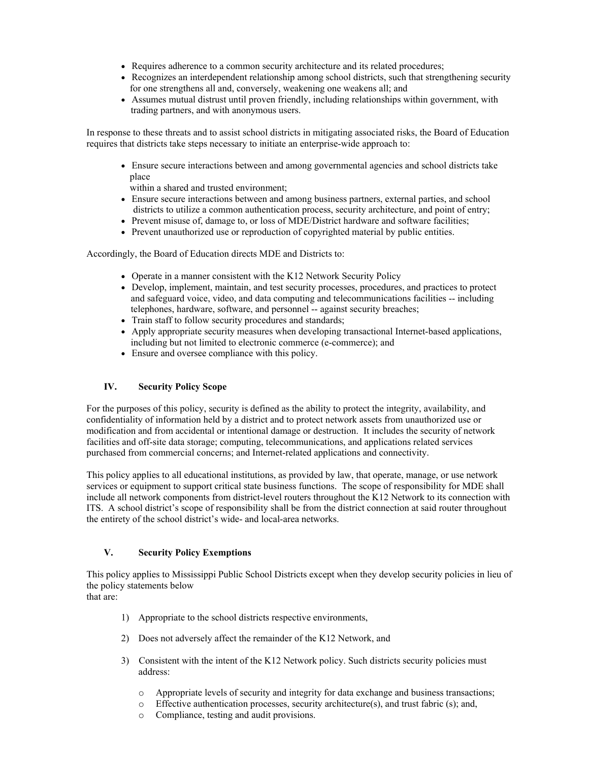- Requires adherence to a common security architecture and its related procedures;
- Recognizes an interdependent relationship among school districts, such that strengthening security for one strengthens all and, conversely, weakening one weakens all; and
- Assumes mutual distrust until proven friendly, including relationships within government, with trading partners, and with anonymous users.

In response to these threats and to assist school districts in mitigating associated risks, the Board of Education requires that districts take steps necessary to initiate an enterprise-wide approach to:

- Ensure secure interactions between and among governmental agencies and school districts take place within a shared and trusted environment;
- Ensure secure interactions between and among business partners, external parties, and school districts to utilize a common authentication process, security architecture, and point of entry;
- Prevent misuse of, damage to, or loss of MDE/District hardware and software facilities;
- Prevent unauthorized use or reproduction of copyrighted material by public entities.

Accordingly, the Board of Education directs MDE and Districts to:

- Operate in a manner consistent with the K12 Network Security Policy
- Develop, implement, maintain, and test security processes, procedures, and practices to protect and safeguard voice, video, and data computing and telecommunications facilities -- including telephones, hardware, software, and personnel -- against security breaches;
- Train staff to follow security procedures and standards;
- Apply appropriate security measures when developing transactional Internet-based applications, including but not limited to electronic commerce (e-commerce); and
- Ensure and oversee compliance with this policy.

## IV. Security Policy Scope

For the purposes of this policy, security is defined as the ability to protect the integrity, availability, and confidentiality of information held by a district and to protect network assets from unauthorized use or modification and from accidental or intentional damage or destruction. It includes the security of network facilities and off-site data storage; computing, telecommunications, and applications related services purchased from commercial concerns; and Internet-related applications and connectivity.

This policy applies to all educational institutions, as provided by law, that operate, manage, or use network services or equipment to support critical state business functions. The scope of responsibility for MDE shall include all network components from district-level routers throughout the K12 Network to its connection with ITS. A school district's scope of responsibility shall be from the district connection at said router throughout the entirety of the school district's wide- and local-area networks.

## V. Security Policy Exemptions

This policy applies to Mississippi Public School Districts except when they develop security policies in lieu of the policy statements below that are:

1) Appropriate to the school districts respective environments,

2) Does not adversely affect the remainder of the K12 Network, and

3) Consistent with the intent of the K12 Network policy. Such districts security policies must address:

   - Appropriate levels of security and integrity for data exchange and business transactions;
   - Effective authentication processes, security architecture(s), and trust fabric (s); and,
   - Compliance, testing and audit provisions.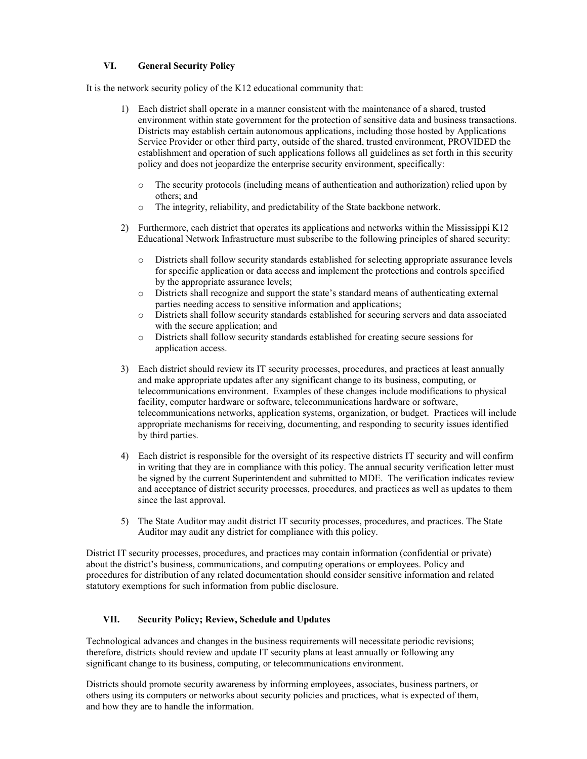## VI. General Security Policy

It is the network security policy of the K12 educational community that:

1) Each district shall operate in a manner consistent with the maintenance of a shared, trusted environment within state government for the protection of sensitive data and business transactions. Districts may establish certain autonomous applications, including those hosted by Applications Service Provider or other third party, outside of the shared, trusted environment, PROVIDED the establishment and operation of such applications follows all guidelines as set forth in this security policy and does not jeopardize the enterprise security environment, specifically:

   - The security protocols (including means of authentication and authorization) relied upon by others; and
   - The integrity, reliability, and predictability of the State backbone network.

2) Furthermore, each district that operates its applications and networks within the Mississippi K12 Educational Network Infrastructure must subscribe to the following principles of shared security:

   - Districts shall follow security standards established for selecting appropriate assurance levels for specific application or data access and implement the protections and controls specified by the appropriate assurance levels;
   - Districts shall recognize and support the state's standard means of authenticating external parties needing access to sensitive information and applications;
   - Districts shall follow security standards established for securing servers and data associated with the secure application; and
   - Districts shall follow security standards established for creating secure sessions for application access.

3) Each district should review its IT security processes, procedures, and practices at least annually and make appropriate updates after any significant change to its business, computing, or telecommunications environment. Examples of these changes include modifications to physical facility, computer hardware or software, telecommunications hardware or software, telecommunications networks, application systems, organization, or budget. Practices will include appropriate mechanisms for receiving, documenting, and responding to security issues identified by third parties.

4) Each district is responsible for the oversight of its respective districts IT security and will confirm in writing that they are in compliance with this policy. The annual security verification letter must be signed by the current Superintendent and submitted to MDE. The verification indicates review and acceptance of district security processes, procedures, and practices as well as updates to them since the last approval.

5) The State Auditor may audit district IT security processes, procedures, and practices. The State Auditor may audit any district for compliance with this policy.

District IT security processes, procedures, and practices may contain information (confidential or private) about the district's business, communications, and computing operations or employees. Policy and procedures for distribution of any related documentation should consider sensitive information and related statutory exemptions for such information from public disclosure.

## VII. Security Policy; Review, Schedule and Updates

Technological advances and changes in the business requirements will necessitate periodic revisions; therefore, districts should review and update IT security plans at least annually or following any significant change to its business, computing, or telecommunications environment.

Districts should promote security awareness by informing employees, associates, business partners, or others using its computers or networks about security policies and practices, what is expected of them, and how they are to handle the information.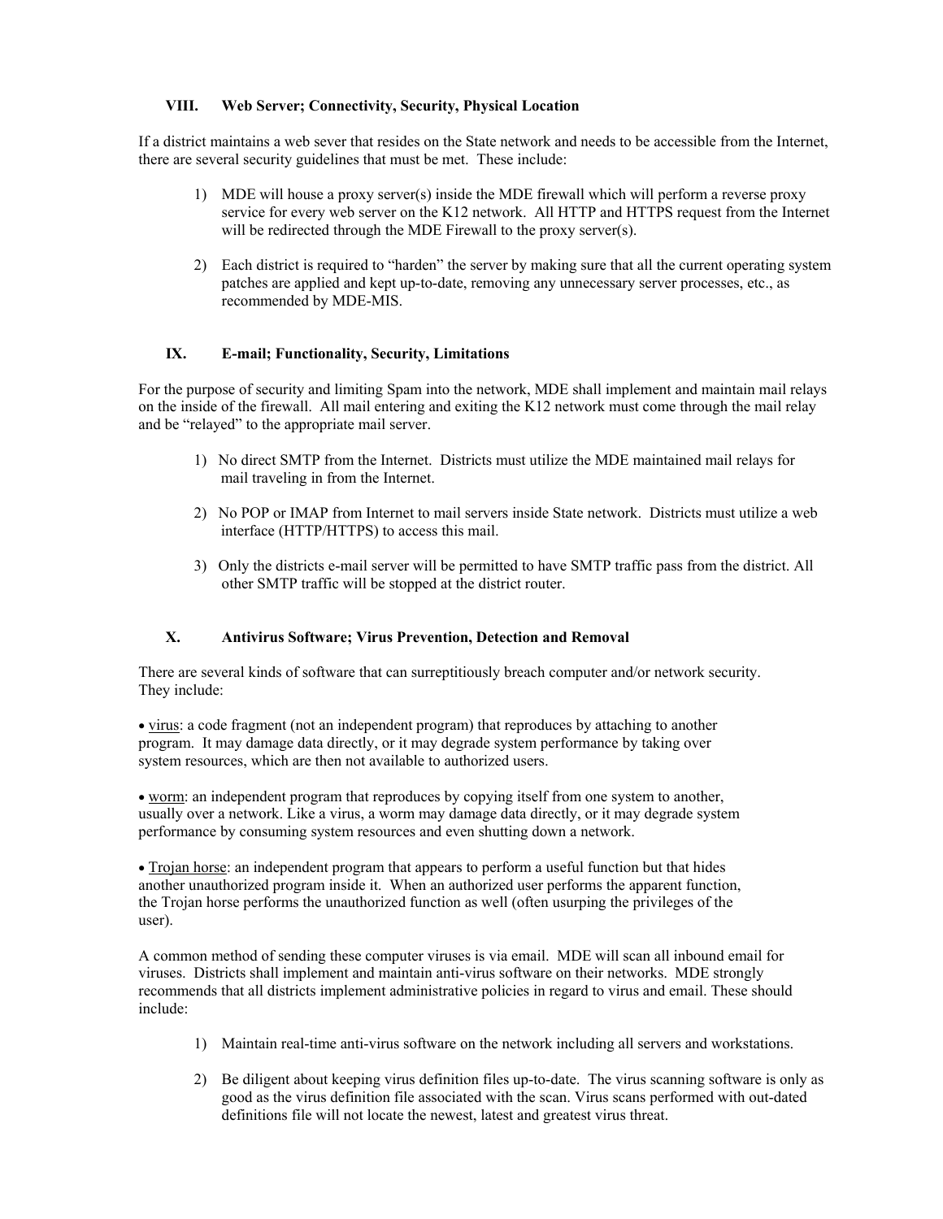## VIII. Web Server; Connectivity, Security, Physical Location

If a district maintains a web sever that resides on the State network and needs to be accessible from the Internet, there are several security guidelines that must be met. These include:

1) MDE will house a proxy server(s) inside the MDE firewall which will perform a reverse proxy service for every web server on the K12 network. All HTTP and HTTPS request from the Internet will be redirected through the MDE Firewall to the proxy server(s).

2) Each district is required to "harden" the server by making sure that all the current operating system patches are applied and kept up-to-date, removing any unnecessary server processes, etc., as recommended by MDE-MIS.

## IX. E-mail; Functionality, Security, Limitations

For the purpose of security and limiting Spam into the network, MDE shall implement and maintain mail relays on the inside of the firewall. All mail entering and exiting the K12 network must come through the mail relay and be "relayed" to the appropriate mail server.

1) No direct SMTP from the Internet. Districts must utilize the MDE maintained mail relays for mail traveling in from the Internet.

2) No POP or IMAP from Internet to mail servers inside State network. Districts must utilize a web interface (HTTP/HTTPS) to access this mail.

3) Only the districts e-mail server will be permitted to have SMTP traffic pass from the district. All other SMTP traffic will be stopped at the district router.

## X. Antivirus Software; Virus Prevention, Detection and Removal

There are several kinds of software that can surreptitiously breach computer and/or network security. They include:

- <u>virus</u>: a code fragment (not an independent program) that reproduces by attaching to another program. It may damage data directly, or it may degrade system performance by taking over system resources, which are then not available to authorized users.

- <u>worm</u>: an independent program that reproduces by copying itself from one system to another, usually over a network. Like a virus, a worm may damage data directly, or it may degrade system performance by consuming system resources and even shutting down a network.

- <u>Trojan horse</u>: an independent program that appears to perform a useful function but that hides another unauthorized program inside it. When an authorized user performs the apparent function, the Trojan horse performs the unauthorized function as well (often usurping the privileges of the user).

A common method of sending these computer viruses is via email. MDE will scan all inbound email for viruses. Districts shall implement and maintain anti-virus software on their networks. MDE strongly recommends that all districts implement administrative policies in regard to virus and email. These should include:

1) Maintain real-time anti-virus software on the network including all servers and workstations.

2) Be diligent about keeping virus definition files up-to-date. The virus scanning software is only as good as the virus definition file associated with the scan. Virus scans performed with out-dated definitions file will not locate the newest, latest and greatest virus threat.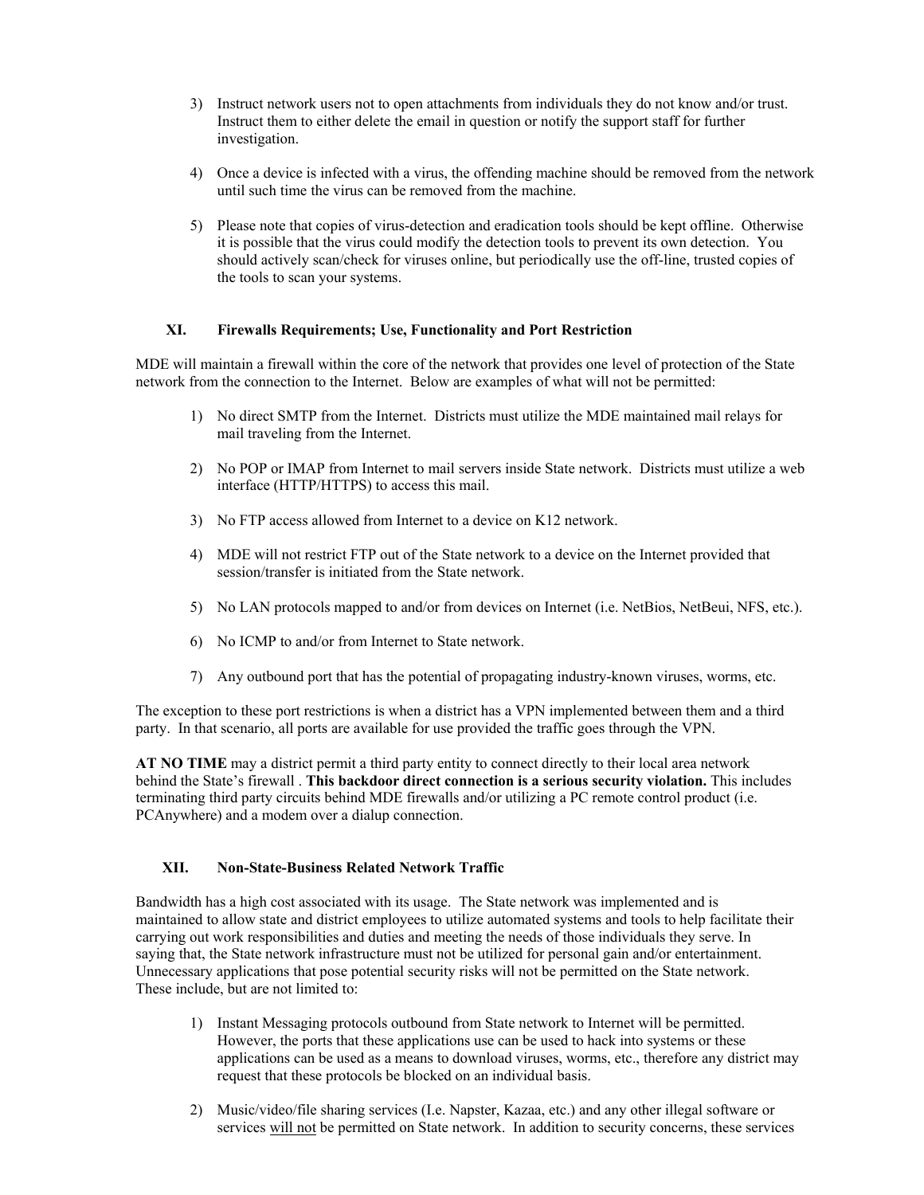3) Instruct network users not to open attachments from individuals they do not know and/or trust. Instruct them to either delete the email in question or notify the support staff for further investigation.

4) Once a device is infected with a virus, the offending machine should be removed from the network until such time the virus can be removed from the machine.

5) Please note that copies of virus-detection and eradication tools should be kept offline. Otherwise it is possible that the virus could modify the detection tools to prevent its own detection. You should actively scan/check for viruses online, but periodically use the off-line, trusted copies of the tools to scan your systems.

## XI. Firewalls Requirements; Use, Functionality and Port Restriction

MDE will maintain a firewall within the core of the network that provides one level of protection of the State network from the connection to the Internet. Below are examples of what will not be permitted:

1) No direct SMTP from the Internet. Districts must utilize the MDE maintained mail relays for mail traveling from the Internet.

2) No POP or IMAP from Internet to mail servers inside State network. Districts must utilize a web interface (HTTP/HTTPS) to access this mail.

3) No FTP access allowed from Internet to a device on K12 network.

4) MDE will not restrict FTP out of the State network to a device on the Internet provided that session/transfer is initiated from the State network.

5) No LAN protocols mapped to and/or from devices on Internet (i.e. NetBios, NetBeui, NFS, etc.).

6) No ICMP to and/or from Internet to State network.

7) Any outbound port that has the potential of propagating industry-known viruses, worms, etc.

The exception to these port restrictions is when a district has a VPN implemented between them and a third party. In that scenario, all ports are available for use provided the traffic goes through the VPN.

**AT NO TIME** may a district permit a third party entity to connect directly to their local area network behind the State's firewall . **This backdoor direct connection is a serious security violation.** This includes terminating third party circuits behind MDE firewalls and/or utilizing a PC remote control product (i.e. PCAnywhere) and a modem over a dialup connection.

## XII. Non-State-Business Related Network Traffic

Bandwidth has a high cost associated with its usage. The State network was implemented and is maintained to allow state and district employees to utilize automated systems and tools to help facilitate their carrying out work responsibilities and duties and meeting the needs of those individuals they serve. In saying that, the State network infrastructure must not be utilized for personal gain and/or entertainment. Unnecessary applications that pose potential security risks will not be permitted on the State network. These include, but are not limited to:

1) Instant Messaging protocols outbound from State network to Internet will be permitted. However, the ports that these applications use can be used to hack into systems or these applications can be used as a means to download viruses, worms, etc., therefore any district may request that these protocols be blocked on an individual basis.

2) Music/video/file sharing services (I.e. Napster, Kazaa, etc.) and any other illegal software or services <u>will not</u> be permitted on State network. In addition to security concerns, these services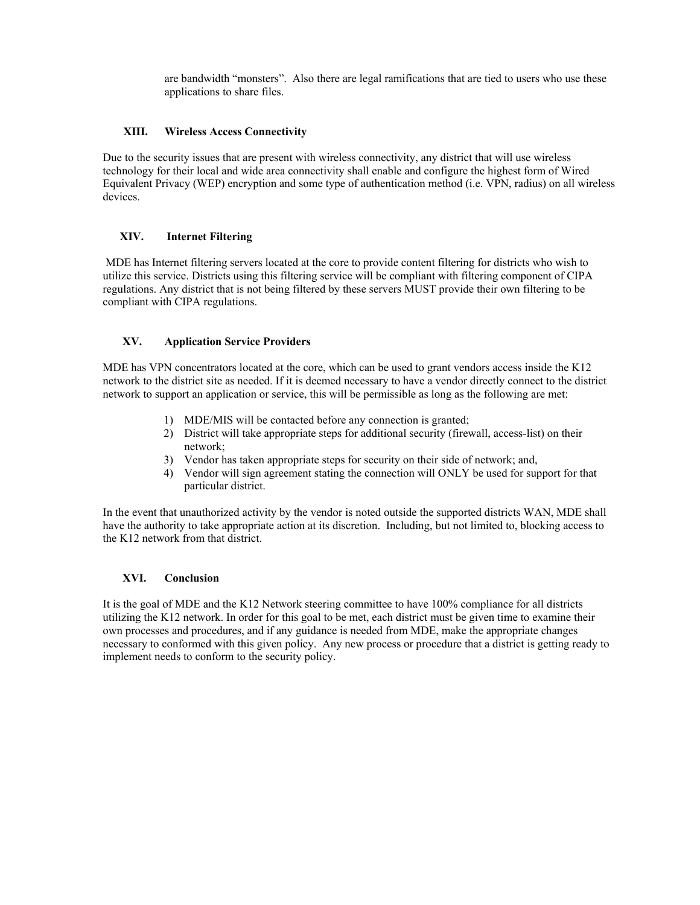are bandwidth “monsters”. Also there are legal ramifications that are tied to users who use these applications to share files.

## XIII. Wireless Access Connectivity

Due to the security issues that are present with wireless connectivity, any district that will use wireless technology for their local and wide area connectivity shall enable and configure the highest form of Wired Equivalent Privacy (WEP) encryption and some type of authentication method (i.e. VPN, radius) on all wireless devices.

## XIV. Internet Filtering

MDE has Internet filtering servers located at the core to provide content filtering for districts who wish to utilize this service. Districts using this filtering service will be compliant with filtering component of CIPA regulations. Any district that is not being filtered by these servers MUST provide their own filtering to be compliant with CIPA regulations.

## XV. Application Service Providers

MDE has VPN concentrators located at the core, which can be used to grant vendors access inside the K12 network to the district site as needed. If it is deemed necessary to have a vendor directly connect to the district network to support an application or service, this will be permissible as long as the following are met:

1) MDE/MIS will be contacted before any connection is granted;
2) District will take appropriate steps for additional security (firewall, access-list) on their network;
3) Vendor has taken appropriate steps for security on their side of network; and,
4) Vendor will sign agreement stating the connection will ONLY be used for support for that particular district.

In the event that unauthorized activity by the vendor is noted outside the supported districts WAN, MDE shall have the authority to take appropriate action at its discretion. Including, but not limited to, blocking access to the K12 network from that district.

## XVI. Conclusion

It is the goal of MDE and the K12 Network steering committee to have 100% compliance for all districts utilizing the K12 network. In order for this goal to be met, each district must be given time to examine their own processes and procedures, and if any guidance is needed from MDE, make the appropriate changes necessary to conformed with this given policy. Any new process or procedure that a district is getting ready to implement needs to conform to the security policy.